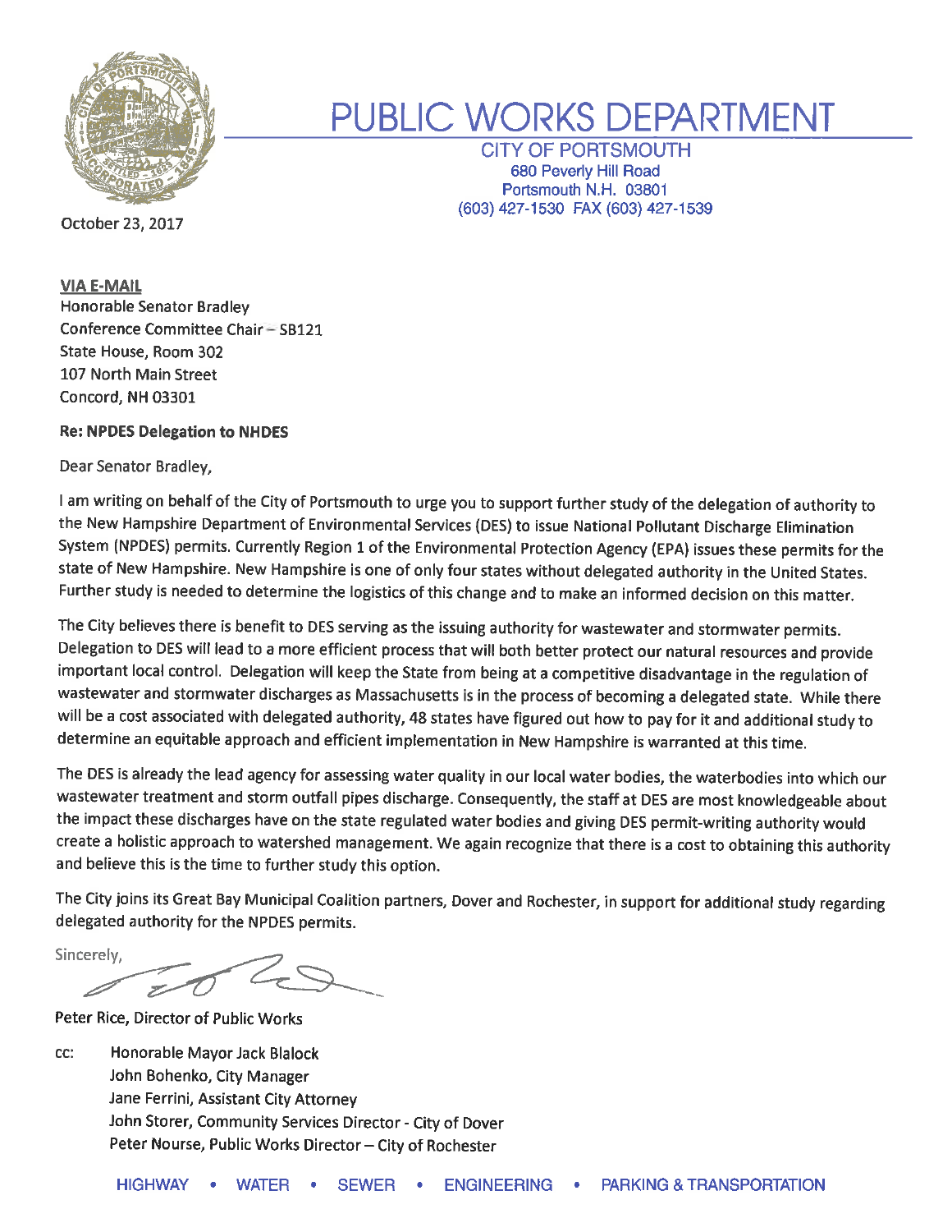# PUBLIC WORKS DEPARTMENT

**CITY OF PORTSMOUTH**
680 Peverly Hill Road
Portsmouth N.H. 03801
(603) 427-1530 FAX (603) 427-1539

October 23, 2017

**VIA E-MAIL**
Honorable Senator Bradley
Conference Committee Chair – SB121
State House, Room 302
107 North Main Street
Concord, NH 03301

**Re: NPDES Delegation to NHDES**

Dear Senator Bradley,

I am writing on behalf of the City of Portsmouth to urge you to support further study of the delegation of authority to the New Hampshire Department of Environmental Services (DES) to issue National Pollutant Discharge Elimination System (NPDES) permits. Currently Region 1 of the Environmental Protection Agency (EPA) issues these permits for the state of New Hampshire. New Hampshire is one of only four states without delegated authority in the United States. Further study is needed to determine the logistics of this change and to make an informed decision on this matter.

The City believes there is benefit to DES serving as the issuing authority for wastewater and stormwater permits. Delegation to DES will lead to a more efficient process that will both better protect our natural resources and provide important local control. Delegation will keep the State from being at a competitive disadvantage in the regulation of wastewater and stormwater discharges as Massachusetts is in the process of becoming a delegated state. While there will be a cost associated with delegated authority, 48 states have figured out how to pay for it and additional study to determine an equitable approach and efficient implementation in New Hampshire is warranted at this time.

The DES is already the lead agency for assessing water quality in our local water bodies, the waterbodies into which our wastewater treatment and storm outfall pipes discharge. Consequently, the staff at DES are most knowledgeable about the impact these discharges have on the state regulated water bodies and giving DES permit-writing authority would create a holistic approach to watershed management. We again recognize that there is a cost to obtaining this authority and believe this is the time to further study this option.

The City joins its Great Bay Municipal Coalition partners, Dover and Rochester, in support for additional study regarding delegated authority for the NPDES permits.

Sincerely,

Peter Rice, Director of Public Works

cc: Honorable Mayor Jack Blalock
John Bohenko, City Manager
Jane Ferrini, Assistant City Attorney
John Storer, Community Services Director - City of Dover
Peter Nourse, Public Works Director – City of Rochester

HIGHWAY • WATER • SEWER • ENGINEERING • PARKING & TRANSPORTATION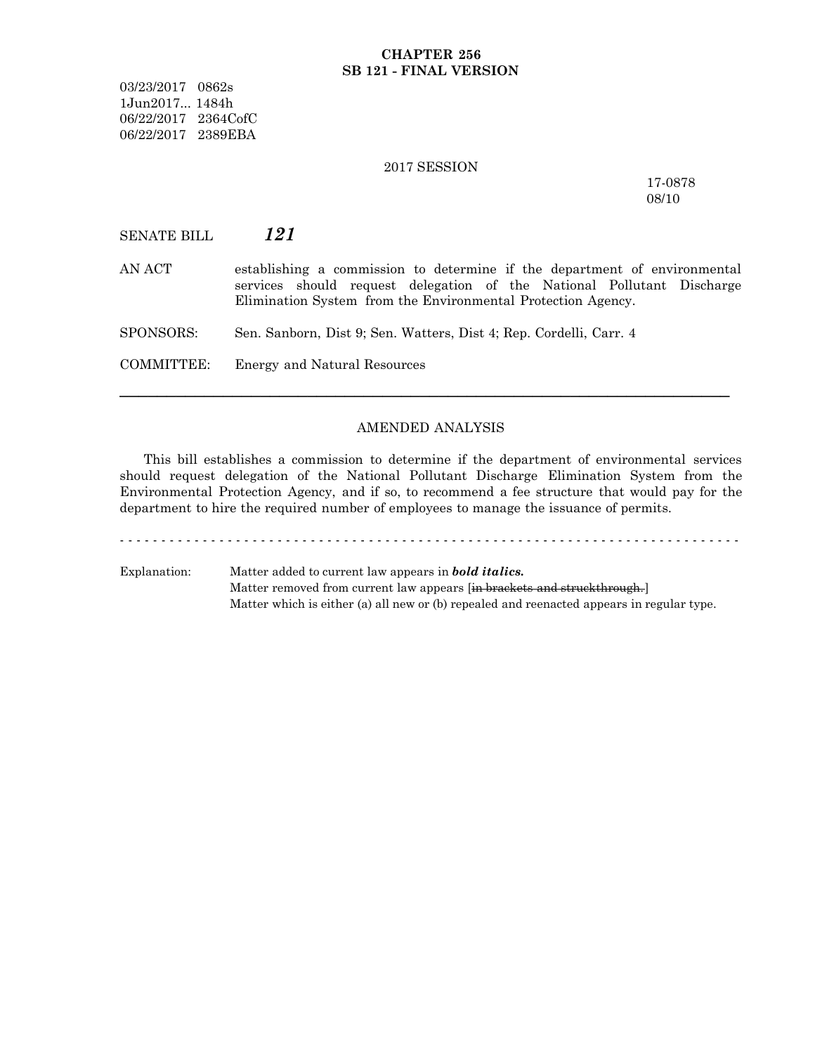**CHAPTER 256**
**SB 121 - FINAL VERSION**

03/23/2017 0862s
1Jun2017... 1484h
06/22/2017 2364CofC
06/22/2017 2389EBA

2017 SESSION

17-0878
08/10

SENATE BILL ***121***

AN ACT establishing a commission to determine if the department of environmental services should request delegation of the National Pollutant Discharge Elimination System from the Environmental Protection Agency.

SPONSORS: Sen. Sanborn, Dist 9; Sen. Watters, Dist 4; Rep. Cordelli, Carr. 4

COMMITTEE: Energy and Natural Resources

---

AMENDED ANALYSIS

This bill establishes a commission to determine if the department of environmental services should request delegation of the National Pollutant Discharge Elimination System from the Environmental Protection Agency, and if so, to recommend a fee structure that would pay for the department to hire the required number of employees to manage the issuance of permits.

- - - - - - - - - - - - - - - - - - - - - - - - - - - - - - - - - - - - - - - - - - - - - - - - - - - - - - - - - - - - - - - - - - - - - - - - - - -

Explanation: Matter added to current law appears in ***bold italics.***
Matter removed from current law appears [~~in brackets and struckthrough.~~]
Matter which is either (a) all new or (b) repealed and reenacted appears in regular type.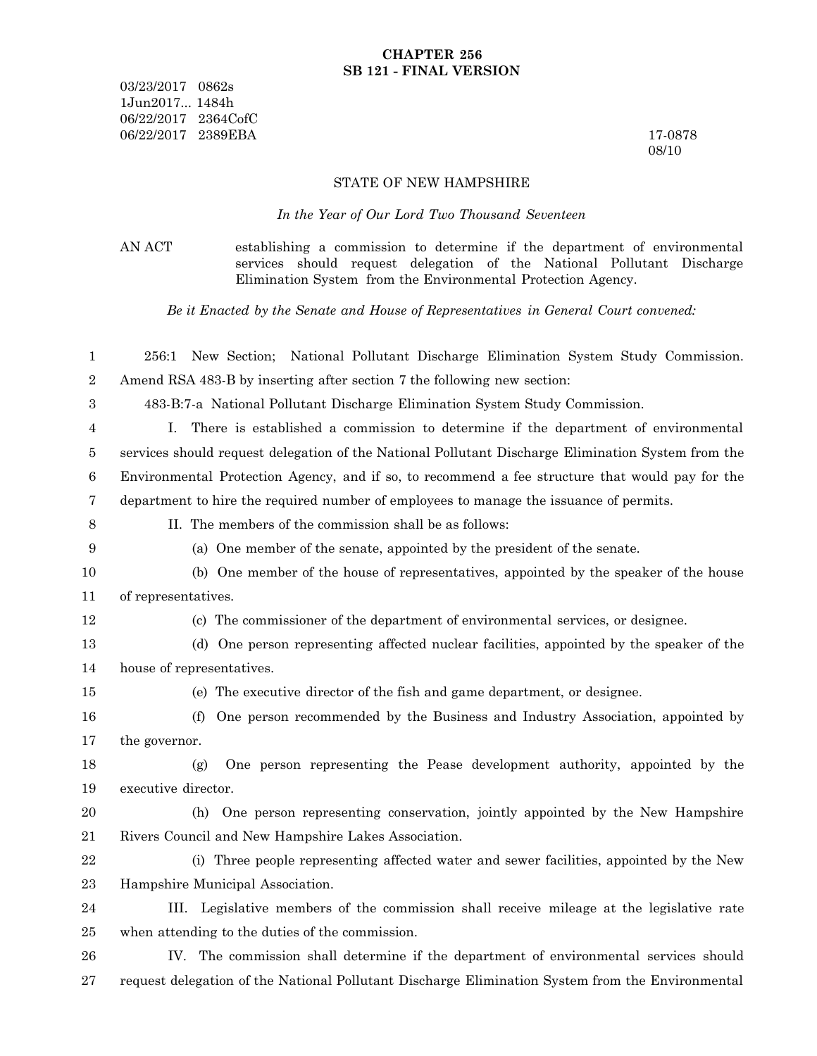**CHAPTER 256**
**SB 121 - FINAL VERSION**

03/23/2017 0862s
1Jun2017... 1484h
06/22/2017 2364CofC
06/22/2017 2389EBA

17-0878
08/10

STATE OF NEW HAMPSHIRE

*In the Year of Our Lord Two Thousand Seventeen*

AN ACT establishing a commission to determine if the department of environmental services should request delegation of the National Pollutant Discharge Elimination System from the Environmental Protection Agency.

*Be it Enacted by the Senate and House of Representatives in General Court convened:*

256:1 New Section; National Pollutant Discharge Elimination System Study Commission. Amend RSA 483-B by inserting after section 7 the following new section:

483-B:7-a National Pollutant Discharge Elimination System Study Commission.

I. There is established a commission to determine if the department of environmental services should request delegation of the National Pollutant Discharge Elimination System from the Environmental Protection Agency, and if so, to recommend a fee structure that would pay for the department to hire the required number of employees to manage the issuance of permits.

II. The members of the commission shall be as follows:

(a) One member of the senate, appointed by the president of the senate.

(b) One member of the house of representatives, appointed by the speaker of the house of representatives.

(c) The commissioner of the department of environmental services, or designee.

(d) One person representing affected nuclear facilities, appointed by the speaker of the house of representatives.

(e) The executive director of the fish and game department, or designee.

(f) One person recommended by the Business and Industry Association, appointed by the governor.

(g) One person representing the Pease development authority, appointed by the executive director.

(h) One person representing conservation, jointly appointed by the New Hampshire Rivers Council and New Hampshire Lakes Association.

(i) Three people representing affected water and sewer facilities, appointed by the New Hampshire Municipal Association.

III. Legislative members of the commission shall receive mileage at the legislative rate when attending to the duties of the commission.

IV. The commission shall determine if the department of environmental services should request delegation of the National Pollutant Discharge Elimination System from the Environmental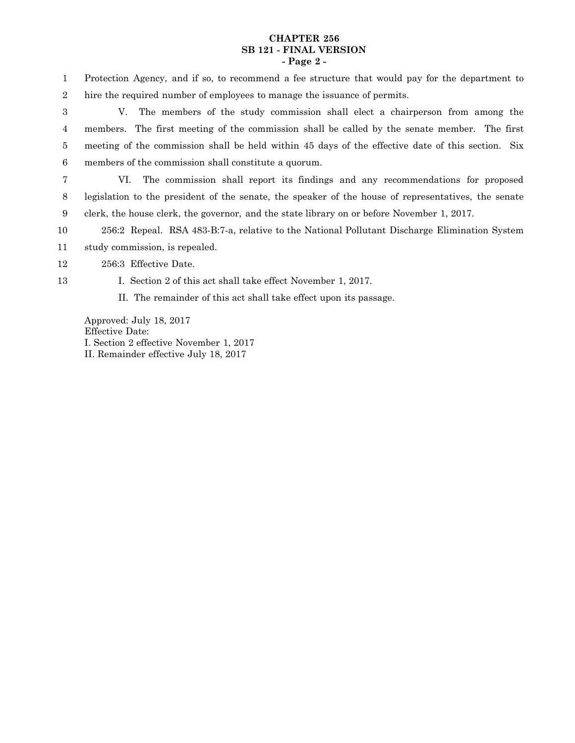**CHAPTER 256**
**SB 121 - FINAL VERSION**

Protection Agency, and if so, to recommend a fee structure that would pay for the department to hire the required number of employees to manage the issuance of permits.

V. The members of the study commission shall elect a chairperson from among the members. The first meeting of the commission shall be called by the senate member. The first meeting of the commission shall be held within 45 days of the effective date of this section. Six members of the commission shall constitute a quorum.

VI. The commission shall report its findings and any recommendations for proposed legislation to the president of the senate, the speaker of the house of representatives, the senate clerk, the house clerk, the governor, and the state library on or before November 1, 2017.

256:2 Repeal. RSA 483-B:7-a, relative to the National Pollutant Discharge Elimination System study commission, is repealed.

256:3 Effective Date.

I. Section 2 of this act shall take effect November 1, 2017.

II. The remainder of this act shall take effect upon its passage.

Approved: July 18, 2017
Effective Date:
I. Section 2 effective November 1, 2017
II. Remainder effective July 18, 2017